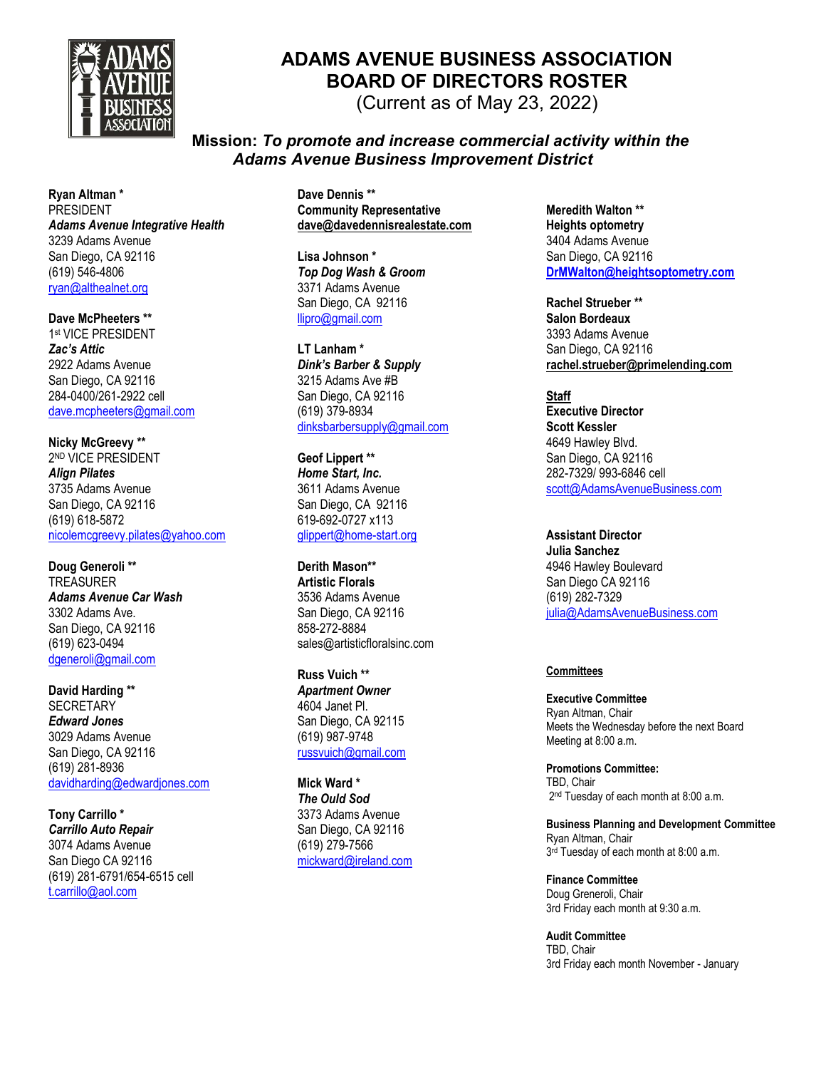# ADAMS AVENUE BUSINESS ASSOCIATION
# BOARD OF DIRECTORS ROSTER

(Current as of May 23, 2022)

**Mission:** ***To promote and increase commercial activity within the Adams Avenue Business Improvement District***

**Ryan Altman \***
PRESIDENT
***Adams Avenue Integrative Health***
3239 Adams Avenue
San Diego, CA 92116
(619) 546-4806
ryan@althealnet.org

**Dave McPheeters \*\***
1st VICE PRESIDENT
***Zac's Attic***
2922 Adams Avenue
San Diego, CA 92116
284-0400/261-2922 cell
dave.mcpheeters@gmail.com

**Nicky McGreevy \*\***
2ND VICE PRESIDENT
***Align Pilates***
3735 Adams Avenue
San Diego, CA 92116
(619) 618-5872
nicolemcgreevy.pilates@yahoo.com

**Doug Generoli \*\***
TREASURER
***Adams Avenue Car Wash***
3302 Adams Ave.
San Diego, CA 92116
(619) 623-0494
dgeneroli@gmail.com

**David Harding \*\***
SECRETARY
***Edward Jones***
3029 Adams Avenue
San Diego, CA 92116
(619) 281-8936
davidharding@edwardjones.com

**Tony Carrillo \***
***Carrillo Auto Repair***
3074 Adams Avenue
San Diego CA 92116
(619) 281-6791/654-6515 cell
t.carrillo@aol.com

**Dave Dennis \*\***
**Community Representative**
**dave@davedennisrealestate.com**

**Lisa Johnson \***
***Top Dog Wash & Groom***
3371 Adams Avenue
San Diego, CA 92116
llipro@gmail.com

**LT Lanham \***
***Dink's Barber & Supply***
3215 Adams Ave #B
San Diego, CA 92116
(619) 379-8934
dinksbarbersupply@gmail.com

**Geof Lippert \*\***
***Home Start, Inc.***
3611 Adams Avenue
San Diego, CA 92116
619-692-0727 x113
glippert@home-start.org

**Derith Mason\*\***
**Artistic Florals**
3536 Adams Avenue
San Diego, CA 92116
858-272-8884
sales@artisticfloralsinc.com

**Russ Vuich \*\***
***Apartment Owner***
4604 Janet Pl.
San Diego, CA 92115
(619) 987-9748
russvuich@gmail.com

**Mick Ward \***
***The Ould Sod***
3373 Adams Avenue
San Diego, CA 92116
(619) 279-7566
mickward@ireland.com

**Meredith Walton \*\***
**Heights optometry**
3404 Adams Avenue
San Diego, CA 92116
**DrMWalton@heightsoptometry.com**

**Rachel Strueber \*\***
**Salon Bordeaux**
3393 Adams Avenue
San Diego, CA 92116
**rachel.strueber@primelending.com**

## Staff

**Executive Director**
**Scott Kessler**
4649 Hawley Blvd.
San Diego, CA 92116
282-7329/ 993-6846 cell
scott@AdamsAvenueBusiness.com

**Assistant Director**
**Julia Sanchez**
4946 Hawley Boulevard
San Diego CA 92116
(619) 282-7329
julia@AdamsAvenueBusiness.com

## Committees

**Executive Committee**
Ryan Altman, Chair
Meets the Wednesday before the next Board Meeting at 8:00 a.m.

**Promotions Committee:**
TBD, Chair
2nd Tuesday of each month at 8:00 a.m.

**Business Planning and Development Committee**
Ryan Altman, Chair
3rd Tuesday of each month at 8:00 a.m.

**Finance Committee**
Doug Generoli, Chair
3rd Friday each month at 9:30 a.m.

**Audit Committee**
TBD, Chair
3rd Friday each month November - January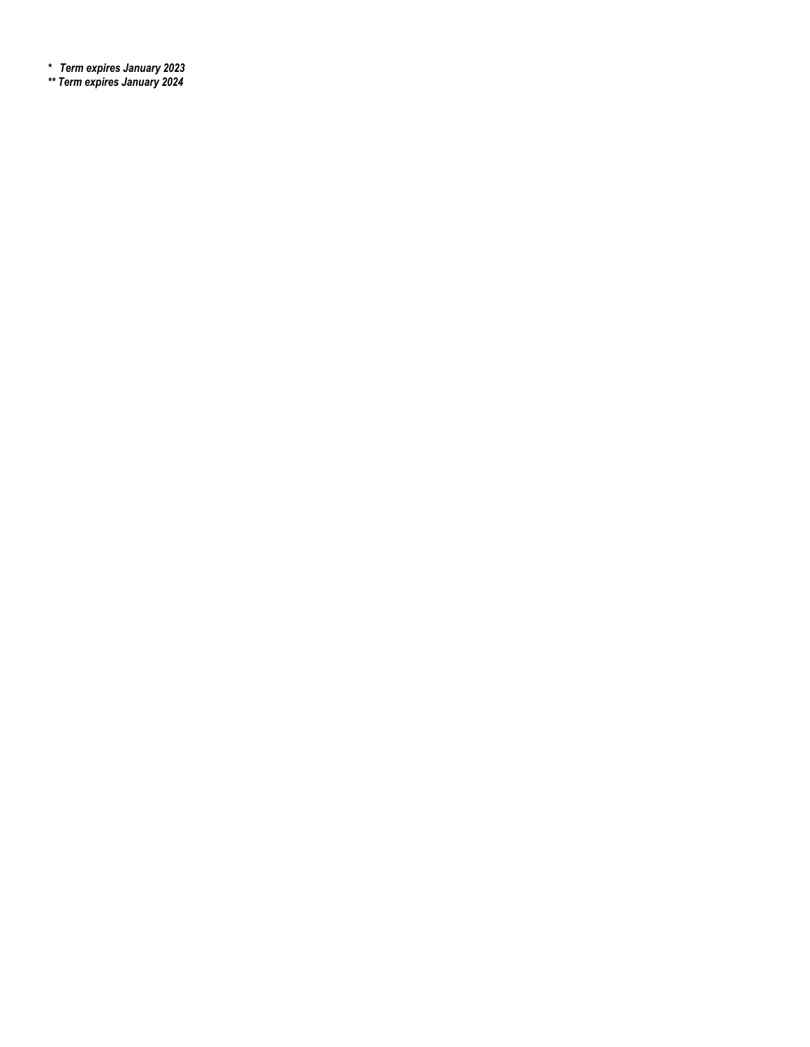*\*   Term expires January 2023*
*\*\* Term expires January 2024*

*   Term expires January 2023
** Term expires January 2024